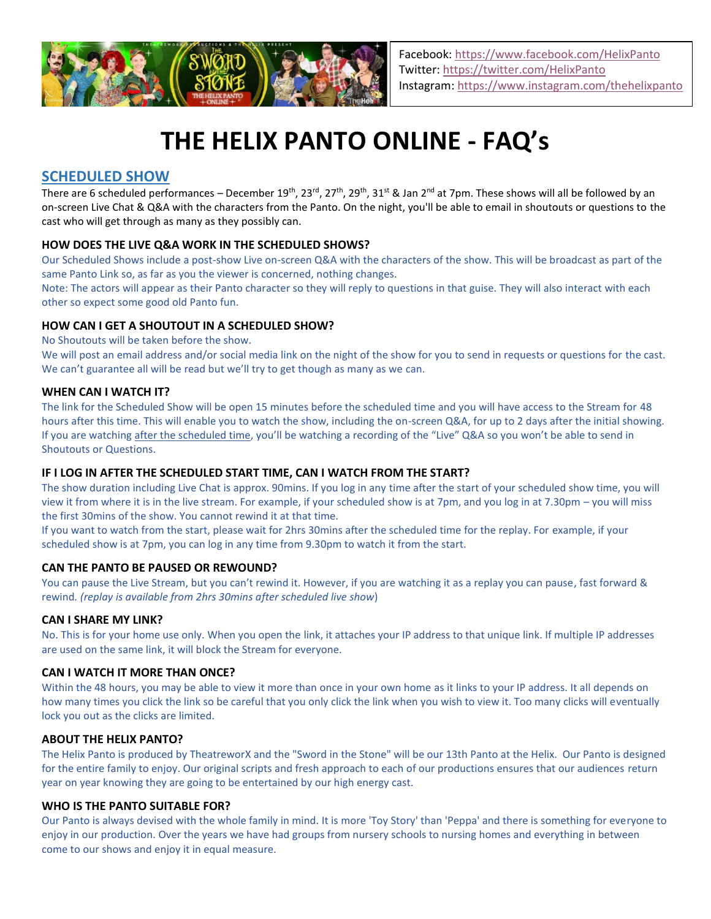Facebook: https://www.facebook.com/HelixPanto
Twitter: https://twitter.com/HelixPanto
Instagram: https://www.instagram.com/thehelixpanto

# THE HELIX PANTO ONLINE - FAQ's

## SCHEDULED SHOW

There are 6 scheduled performances – December 19th, 23rd, 27th, 29th, 31st & Jan 2nd at 7pm. These shows will all be followed by an on-screen Live Chat & Q&A with the characters from the Panto. On the night, you'll be able to email in shoutouts or questions to the cast who will get through as many as they possibly can.

### HOW DOES THE LIVE Q&A WORK IN THE SCHEDULED SHOWS?

Our Scheduled Shows include a post-show Live on-screen Q&A with the characters of the show. This will be broadcast as part of the same Panto Link so, as far as you the viewer is concerned, nothing changes.
Note: The actors will appear as their Panto character so they will reply to questions in that guise. They will also interact with each other so expect some good old Panto fun.

### HOW CAN I GET A SHOUTOUT IN A SCHEDULED SHOW?

No Shoutouts will be taken before the show.
We will post an email address and/or social media link on the night of the show for you to send in requests or questions for the cast. We can't guarantee all will be read but we'll try to get though as many as we can.

### WHEN CAN I WATCH IT?

The link for the Scheduled Show will be open 15 minutes before the scheduled time and you will have access to the Stream for 48 hours after this time. This will enable you to watch the show, including the on-screen Q&A, for up to 2 days after the initial showing. If you are watching after the scheduled time, you'll be watching a recording of the "Live" Q&A so you won't be able to send in Shoutouts or Questions.

### IF I LOG IN AFTER THE SCHEDULED START TIME, CAN I WATCH FROM THE START?

The show duration including Live Chat is approx. 90mins. If you log in any time after the start of your scheduled show time, you will view it from where it is in the live stream. For example, if your scheduled show is at 7pm, and you log in at 7.30pm – you will miss the first 30mins of the show. You cannot rewind it at that time.
If you want to watch from the start, please wait for 2hrs 30mins after the scheduled time for the replay. For example, if your scheduled show is at 7pm, you can log in any time from 9.30pm to watch it from the start.

### CAN THE PANTO BE PAUSED OR REWOUND?

You can pause the Live Stream, but you can't rewind it. However, if you are watching it as a replay you can pause, fast forward & rewind. *(replay is available from 2hrs 30mins after scheduled live show)*

### CAN I SHARE MY LINK?

No. This is for your home use only. When you open the link, it attaches your IP address to that unique link. If multiple IP addresses are used on the same link, it will block the Stream for everyone.

### CAN I WATCH IT MORE THAN ONCE?

Within the 48 hours, you may be able to view it more than once in your own home as it links to your IP address. It all depends on how many times you click the link so be careful that you only click the link when you wish to view it. Too many clicks will eventually lock you out as the clicks are limited.

### ABOUT THE HELIX PANTO?

The Helix Panto is produced by TheatreworX and the "Sword in the Stone" will be our 13th Panto at the Helix. Our Panto is designed for the entire family to enjoy. Our original scripts and fresh approach to each of our productions ensures that our audiences return year on year knowing they are going to be entertained by our high energy cast.

### WHO IS THE PANTO SUITABLE FOR?

Our Panto is always devised with the whole family in mind. It is more 'Toy Story' than 'Peppa' and there is something for everyone to enjoy in our production. Over the years we have had groups from nursery schools to nursing homes and everything in between come to our shows and enjoy it in equal measure.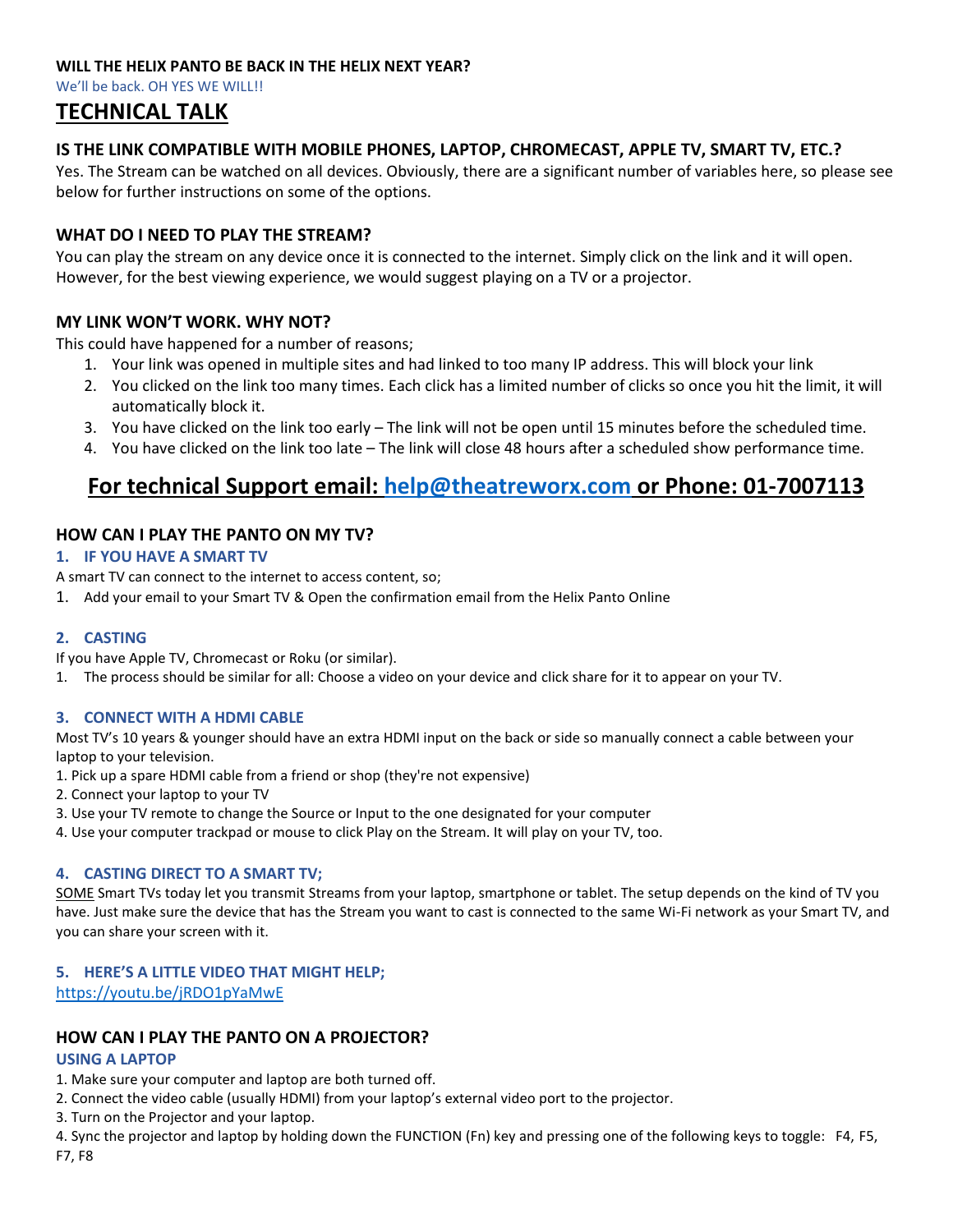**WILL THE HELIX PANTO BE BACK IN THE HELIX NEXT YEAR?**

We'll be back. OH YES WE WILL!!

# TECHNICAL TALK

### IS THE LINK COMPATIBLE WITH MOBILE PHONES, LAPTOP, CHROMECAST, APPLE TV, SMART TV, ETC.?

Yes. The Stream can be watched on all devices. Obviously, there are a significant number of variables here, so please see below for further instructions on some of the options.

### WHAT DO I NEED TO PLAY THE STREAM?

You can play the stream on any device once it is connected to the internet. Simply click on the link and it will open. However, for the best viewing experience, we would suggest playing on a TV or a projector.

### MY LINK WON'T WORK. WHY NOT?

This could have happened for a number of reasons;

1. Your link was opened in multiple sites and had linked to too many IP address. This will block your link
2. You clicked on the link too many times. Each click has a limited number of clicks so once you hit the limit, it will automatically block it.
3. You have clicked on the link too early – The link will not be open until 15 minutes before the scheduled time.
4. You have clicked on the link too late – The link will close 48 hours after a scheduled show performance time.

## For technical Support email: help@theatreworx.com or Phone: 01-7007113

### HOW CAN I PLAY THE PANTO ON MY TV?

#### 1. IF YOU HAVE A SMART TV

A smart TV can connect to the internet to access content, so;

1. Add your email to your Smart TV & Open the confirmation email from the Helix Panto Online

#### 2. CASTING

If you have Apple TV, Chromecast or Roku (or similar).

1. The process should be similar for all: Choose a video on your device and click share for it to appear on your TV.

#### 3. CONNECT WITH A HDMI CABLE

Most TV's 10 years & younger should have an extra HDMI input on the back or side so manually connect a cable between your laptop to your television.

1. Pick up a spare HDMI cable from a friend or shop (they're not expensive)
2. Connect your laptop to your TV
3. Use your TV remote to change the Source or Input to the one designated for your computer
4. Use your computer trackpad or mouse to click Play on the Stream. It will play on your TV, too.

#### 4. CASTING DIRECT TO A SMART TV;

SOME Smart TVs today let you transmit Streams from your laptop, smartphone or tablet. The setup depends on the kind of TV you have. Just make sure the device that has the Stream you want to cast is connected to the same Wi-Fi network as your Smart TV, and you can share your screen with it.

#### 5. HERE'S A LITTLE VIDEO THAT MIGHT HELP;

https://youtu.be/jRDO1pYaMwE

### HOW CAN I PLAY THE PANTO ON A PROJECTOR?

#### USING A LAPTOP

1. Make sure your computer and laptop are both turned off.
2. Connect the video cable (usually HDMI) from your laptop's external video port to the projector.
3. Turn on the Projector and your laptop.
4. Sync the projector and laptop by holding down the FUNCTION (Fn) key and pressing one of the following keys to toggle: F4, F5, F7, F8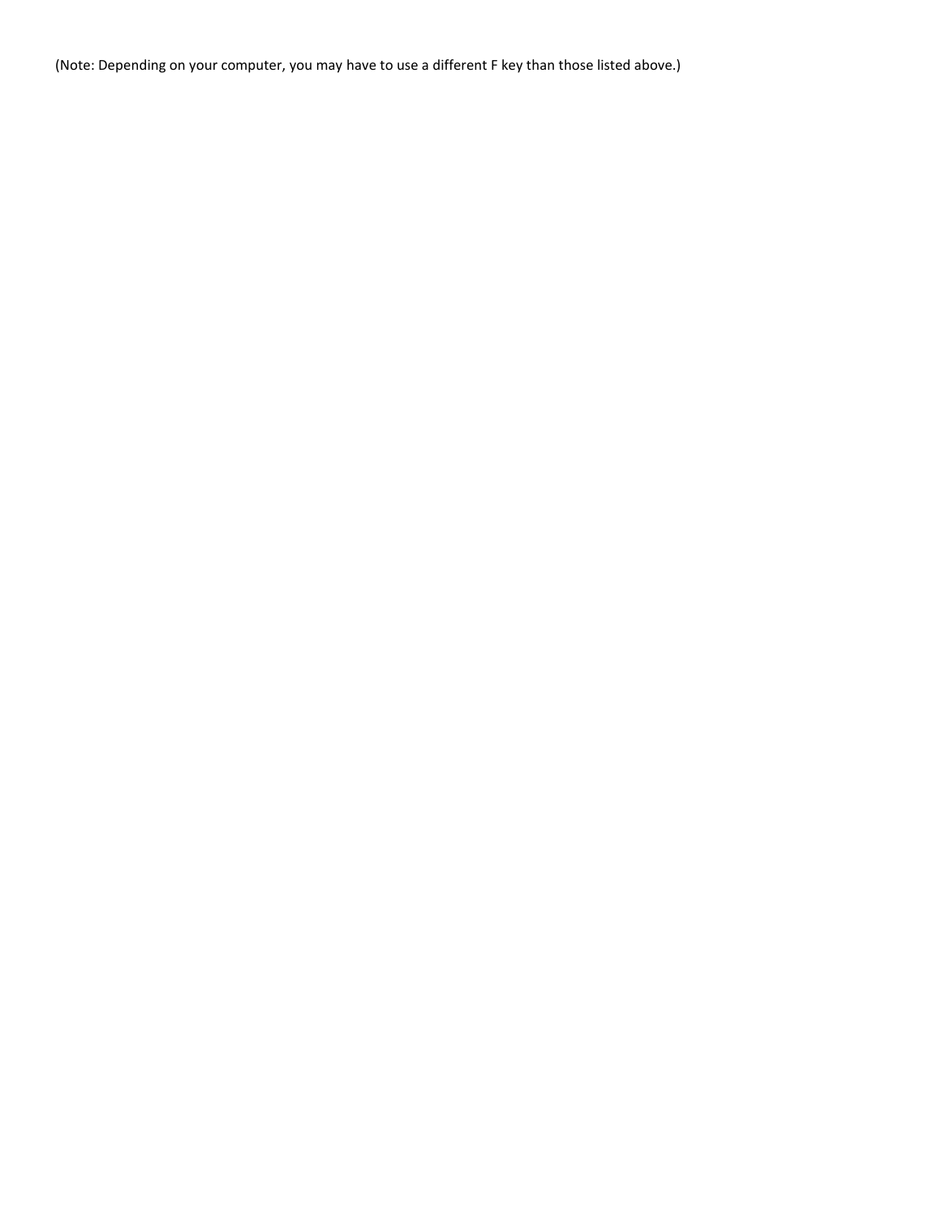(Note: Depending on your computer, you may have to use a different F key than those listed above.)